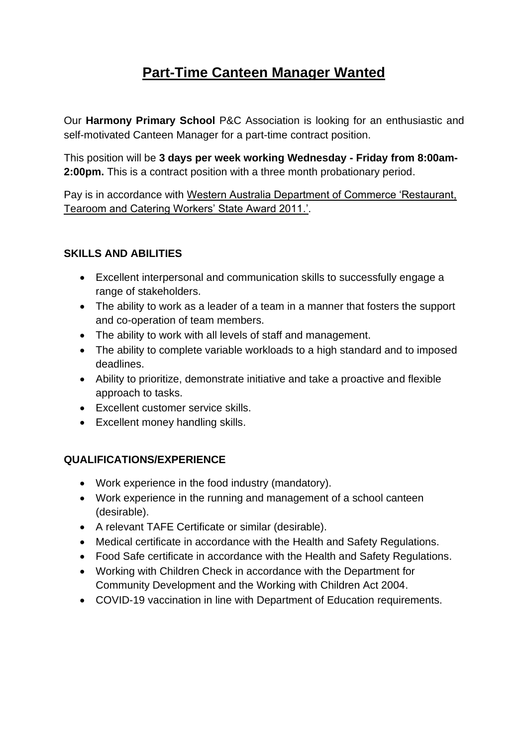# Part-Time Canteen Manager Wanted

Our **Harmony Primary School** P&C Association is looking for an enthusiastic and self-motivated Canteen Manager for a part-time contract position.

This position will be **3 days per week working Wednesday - Friday from 8:00am-2:00pm.** This is a contract position with a three month probationary period.

Pay is in accordance with Western Australia Department of Commerce 'Restaurant, Tearoom and Catering Workers' State Award 2011.'.

### SKILLS AND ABILITIES

- Excellent interpersonal and communication skills to successfully engage a range of stakeholders.
- The ability to work as a leader of a team in a manner that fosters the support and co-operation of team members.
- The ability to work with all levels of staff and management.
- The ability to complete variable workloads to a high standard and to imposed deadlines.
- Ability to prioritize, demonstrate initiative and take a proactive and flexible approach to tasks.
- Excellent customer service skills.
- Excellent money handling skills.

### QUALIFICATIONS/EXPERIENCE

- Work experience in the food industry (mandatory).
- Work experience in the running and management of a school canteen (desirable).
- A relevant TAFE Certificate or similar (desirable).
- Medical certificate in accordance with the Health and Safety Regulations.
- Food Safe certificate in accordance with the Health and Safety Regulations.
- Working with Children Check in accordance with the Department for Community Development and the Working with Children Act 2004.
- COVID-19 vaccination in line with Department of Education requirements.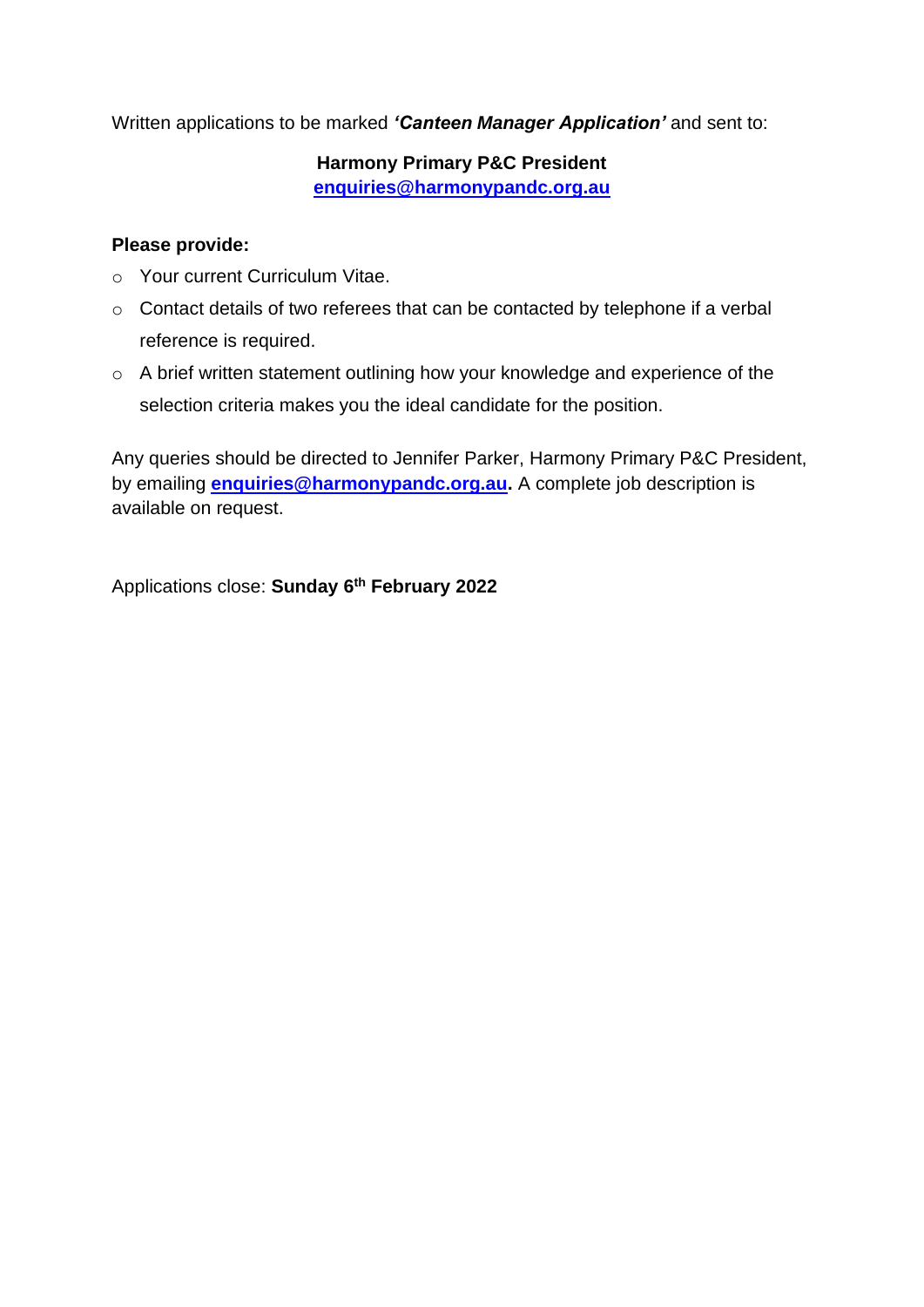Written applications to be marked ***'Canteen Manager Application'*** and sent to:

**Harmony Primary P&C President**
**enquiries@harmonypandc.org.au**

**Please provide:**

- Your current Curriculum Vitae.
- Contact details of two referees that can be contacted by telephone if a verbal reference is required.
- A brief written statement outlining how your knowledge and experience of the selection criteria makes you the ideal candidate for the position.

Any queries should be directed to Jennifer Parker, Harmony Primary P&C President, by emailing **enquiries@harmonypandc.org.au.** A complete job description is available on request.

Applications close: **Sunday 6th February 2022**